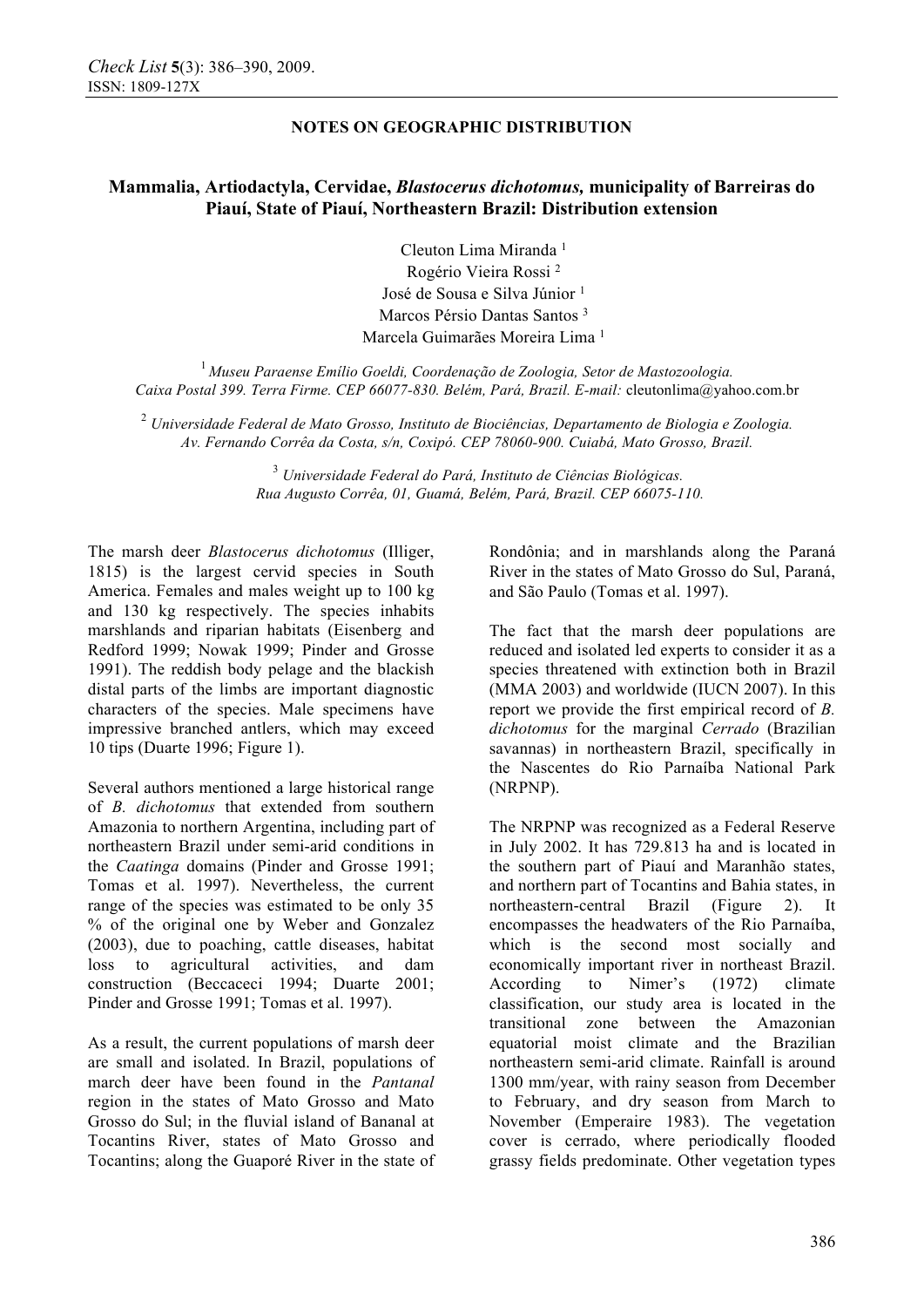**NOTES ON GEOGRAPHIC DISTRIBUTION**

# Mammalia, Artiodactyla, Cervidae, *Blastocerus dichotomus,* municipality of Barreiras do Piauí, State of Piauí, Northeastern Brazil: Distribution extension

Cleuton Lima Miranda [1]
Rogério Vieira Rossi [2]
José de Sousa e Silva Júnior [1]
Marcos Pérsio Dantas Santos [3]
Marcela Guimarães Moreira Lima [1]

[1] *Museu Paraense Emílio Goeldi, Coordenação de Zoologia, Setor de Mastozoologia. Caixa Postal 399. Terra Firme. CEP 66077-830. Belém, Pará, Brazil. E-mail:* cleutonlima@yahoo.com.br

[2] *Universidade Federal de Mato Grosso, Instituto de Biociências, Departamento de Biologia e Zoologia. Av. Fernando Corrêa da Costa, s/n, Coxipó. CEP 78060-900. Cuiabá, Mato Grosso, Brazil.*

[3] *Universidade Federal do Pará, Instituto de Ciências Biológicas. Rua Augusto Corrêa, 01, Guamá, Belém, Pará, Brazil. CEP 66075-110.*

The marsh deer *Blastocerus dichotomus* (Illiger, 1815) is the largest cervid species in South America. Females and males weight up to 100 kg and 130 kg respectively. The species inhabits marshlands and riparian habitats (Eisenberg and Redford 1999; Nowak 1999; Pinder and Grosse 1991). The reddish body pelage and the blackish distal parts of the limbs are important diagnostic characters of the species. Male specimens have impressive branched antlers, which may exceed 10 tips (Duarte 1996; Figure 1).

Several authors mentioned a large historical range of *B. dichotomus* that extended from southern Amazonia to northern Argentina, including part of northeastern Brazil under semi-arid conditions in the *Caatinga* domains (Pinder and Grosse 1991; Tomas et al. 1997). Nevertheless, the current range of the species was estimated to be only 35 % of the original one by Weber and Gonzalez (2003), due to poaching, cattle diseases, habitat loss to agricultural activities, and dam construction (Beccaceci 1994; Duarte 2001; Pinder and Grosse 1991; Tomas et al. 1997).

As a result, the current populations of marsh deer are small and isolated. In Brazil, populations of march deer have been found in the *Pantanal* region in the states of Mato Grosso and Mato Grosso do Sul; in the fluvial island of Bananal at Tocantins River, states of Mato Grosso and Tocantins; along the Guaporé River in the state of Rondônia; and in marshlands along the Paraná River in the states of Mato Grosso do Sul, Paraná, and São Paulo (Tomas et al. 1997).

The fact that the marsh deer populations are reduced and isolated led experts to consider it as a species threatened with extinction both in Brazil (MMA 2003) and worldwide (IUCN 2007). In this report we provide the first empirical record of *B. dichotomus* for the marginal *Cerrado* (Brazilian savannas) in northeastern Brazil, specifically in the Nascentes do Rio Parnaíba National Park (NRPNP).

The NRPNP was recognized as a Federal Reserve in July 2002. It has 729.813 ha and is located in the southern part of Piauí and Maranhão states, and northern part of Tocantins and Bahia states, in northeastern-central Brazil (Figure 2). It encompasses the headwaters of the Rio Parnaíba, which is the second most socially and economically important river in northeast Brazil. According to Nimer's (1972) climate classification, our study area is located in the transitional zone between the Amazonian equatorial moist climate and the Brazilian northeastern semi-arid climate. Rainfall is around 1300 mm/year, with rainy season from December to February, and dry season from March to November (Emperaire 1983). The vegetation cover is cerrado, where periodically flooded grassy fields predominate. Other vegetation types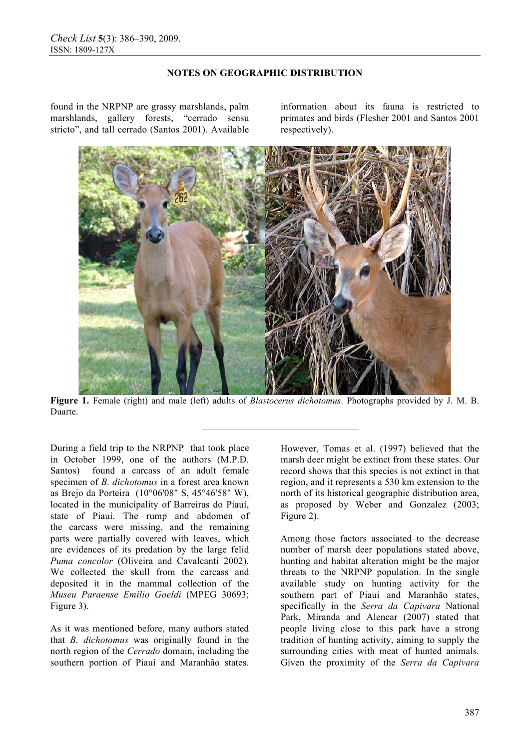found in the NRPNP are grassy marshlands, palm marshlands, gallery forests, "cerrado sensu stricto", and tall cerrado (Santos 2001). Available information about its fauna is restricted to primates and birds (Flesher 2001 and Santos 2001 respectively).

**Figure 1.** Female (right) and male (left) adults of *Blastocerus dichotomus*. Photographs provided by J. M. B. Duarte.

During a field trip to the NRPNP that took place in October 1999, one of the authors (M.P.D. Santos) found a carcass of an adult female specimen of *B. dichotomus* in a forest area known as Brejo da Porteira (10°06'08" S, 45°46'58" W), located in the municipality of Barreiras do Piauí, state of Piauí. The rump and abdomen of the carcass were missing, and the remaining parts were partially covered with leaves, which are evidences of its predation by the large felid *Puma concolor* (Oliveira and Cavalcanti 2002). We collected the skull from the carcass and deposited it in the mammal collection of the *Museu Paraense Emílio Goeldi* (MPEG 30693; Figure 3).

As it was mentioned before, many authors stated that *B. dichotomus* was originally found in the north region of the *Cerrado* domain, including the southern portion of Piauí and Maranhão states. However, Tomas et al. (1997) believed that the marsh deer might be extinct from these states. Our record shows that this species is not extinct in that region, and it represents a 530 km extension to the north of its historical geographic distribution area, as proposed by Weber and Gonzalez (2003; Figure 2).

Among those factors associated to the decrease number of marsh deer populations stated above, hunting and habitat alteration might be the major threats to the NRPNP population. In the single available study on hunting activity for the southern part of Piauí and Maranhão states, specifically in the *Serra da Capivara* National Park, Miranda and Alencar (2007) stated that people living close to this park have a strong tradition of hunting activity, aiming to supply the surrounding cities with meat of hunted animals. Given the proximity of the *Serra da Capivara*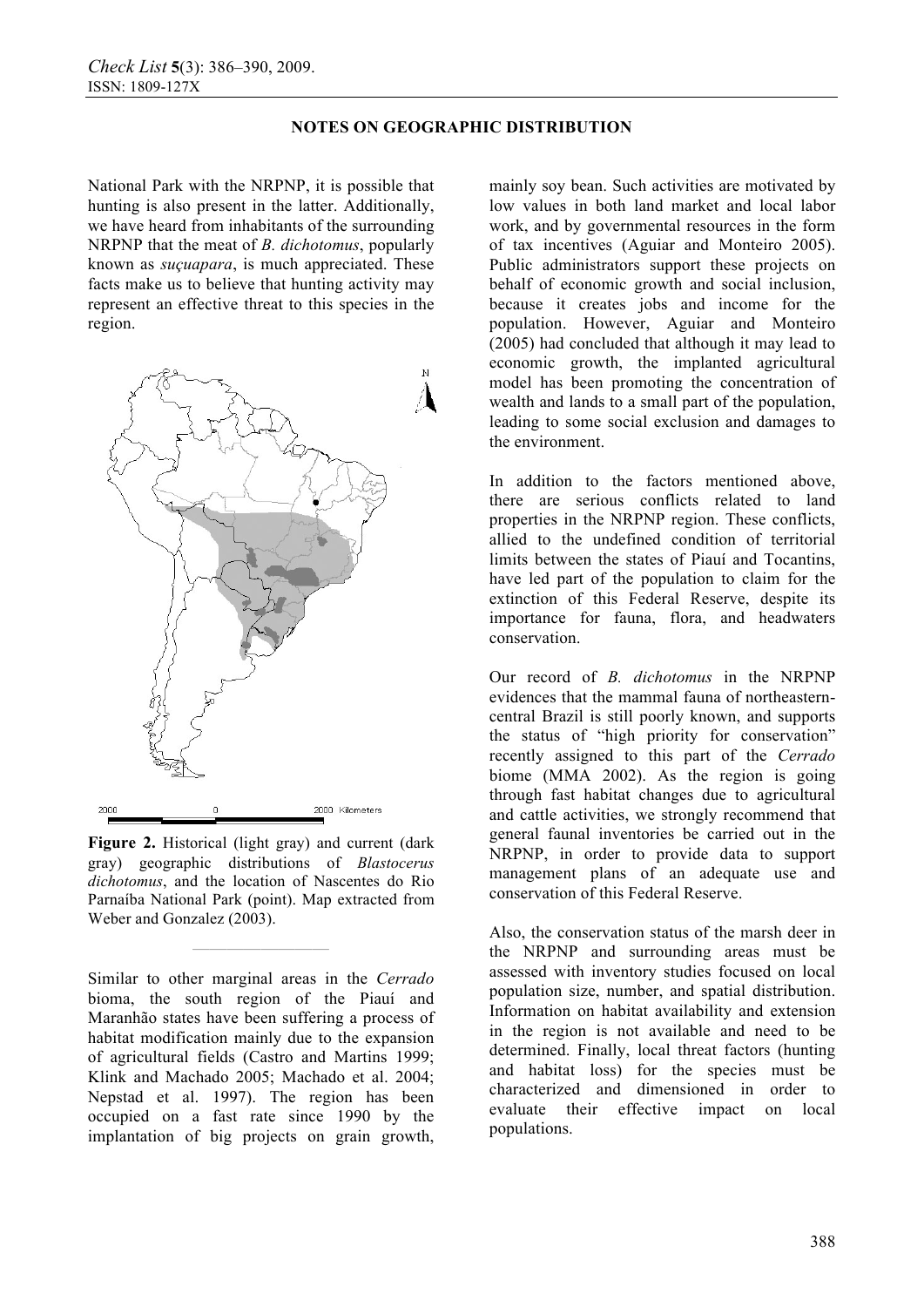National Park with the NRPNP, it is possible that hunting is also present in the latter. Additionally, we have heard from inhabitants of the surrounding NRPNP that the meat of *B. dichotomus*, popularly known as *suçuapara*, is much appreciated. These facts make us to believe that hunting activity may represent an effective threat to this species in the region.

**Figure 2.** Historical (light gray) and current (dark gray) geographic distributions of *Blastocerus dichotomus*, and the location of Nascentes do Rio Parnaíba National Park (point). Map extracted from Weber and Gonzalez (2003).

Similar to other marginal areas in the *Cerrado* bioma, the south region of the Piauí and Maranhão states have been suffering a process of habitat modification mainly due to the expansion of agricultural fields (Castro and Martins 1999; Klink and Machado 2005; Machado et al. 2004; Nepstad et al. 1997). The region has been occupied on a fast rate since 1990 by the implantation of big projects on grain growth, mainly soy bean. Such activities are motivated by low values in both land market and local labor work, and by governmental resources in the form of tax incentives (Aguiar and Monteiro 2005). Public administrators support these projects on behalf of economic growth and social inclusion, because it creates jobs and income for the population. However, Aguiar and Monteiro (2005) had concluded that although it may lead to economic growth, the implanted agricultural model has been promoting the concentration of wealth and lands to a small part of the population, leading to some social exclusion and damages to the environment.

In addition to the factors mentioned above, there are serious conflicts related to land properties in the NRPNP region. These conflicts, allied to the undefined condition of territorial limits between the states of Piauí and Tocantins, have led part of the population to claim for the extinction of this Federal Reserve, despite its importance for fauna, flora, and headwaters conservation.

Our record of *B. dichotomus* in the NRPNP evidences that the mammal fauna of northeastern-central Brazil is still poorly known, and supports the status of "high priority for conservation" recently assigned to this part of the *Cerrado* biome (MMA 2002). As the region is going through fast habitat changes due to agricultural and cattle activities, we strongly recommend that general faunal inventories be carried out in the NRPNP, in order to provide data to support management plans of an adequate use and conservation of this Federal Reserve.

Also, the conservation status of the marsh deer in the NRPNP and surrounding areas must be assessed with inventory studies focused on local population size, number, and spatial distribution. Information on habitat availability and extension in the region is not available and need to be determined. Finally, local threat factors (hunting and habitat loss) for the species must be characterized and dimensioned in order to evaluate their effective impact on local populations.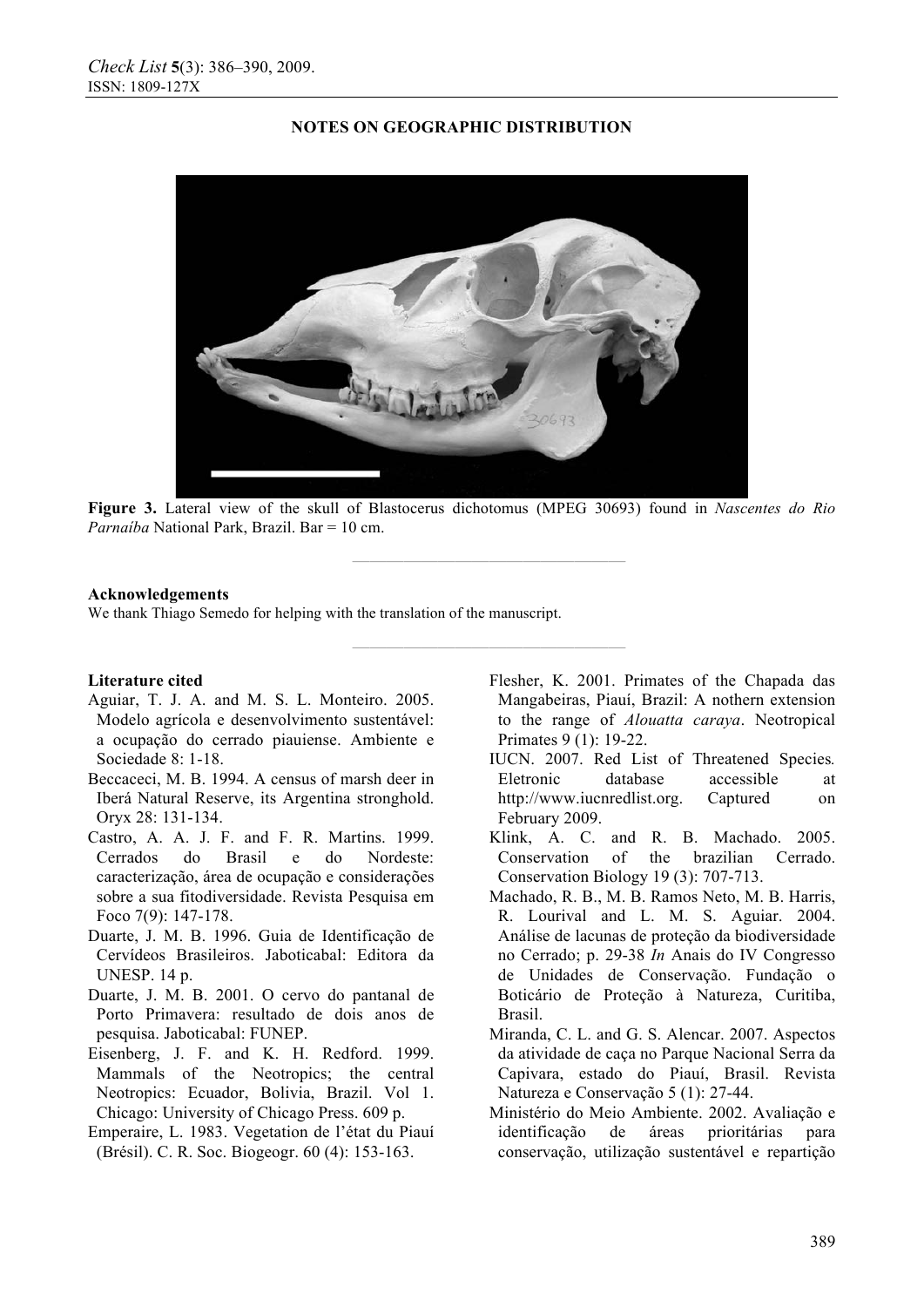**NOTES ON GEOGRAPHIC DISTRIBUTION**

**Figure 3.** Lateral view of the skull of Blastocerus dichotomus (MPEG 30693) found in *Nascentes do Rio Parnaíba* National Park, Brazil. Bar = 10 cm.

---

**Acknowledgements**

We thank Thiago Semedo for helping with the translation of the manuscript.

---

**Literature cited**

Aguiar, T. J. A. and M. S. L. Monteiro. 2005. Modelo agrícola e desenvolvimento sustentável: a ocupação do cerrado piauiense. Ambiente e Sociedade 8: 1-18.

Beccaceci, M. B. 1994. A census of marsh deer in Iberá Natural Reserve, its Argentina stronghold. Oryx 28: 131-134.

Castro, A. A. J. F. and F. R. Martins. 1999. Cerrados do Brasil e do Nordeste: caracterização, área de ocupação e considerações sobre a sua fitodiversidade. Revista Pesquisa em Foco 7(9): 147-178.

Duarte, J. M. B. 1996. Guia de Identificação de Cervídeos Brasileiros. Jaboticabal: Editora da UNESP. 14 p.

Duarte, J. M. B. 2001. O cervo do pantanal de Porto Primavera: resultado de dois anos de pesquisa. Jaboticabal: FUNEP.

Eisenberg, J. F. and K. H. Redford. 1999. Mammals of the Neotropics; the central Neotropics: Ecuador, Bolivia, Brazil. Vol 1. Chicago: University of Chicago Press. 609 p.

Emperaire, L. 1983. Vegetation de l'état du Piauí (Brésil). C. R. Soc. Biogeogr. 60 (4): 153-163.

Flesher, K. 2001. Primates of the Chapada das Mangabeiras, Piauí, Brazil: A nothern extension to the range of *Alouatta caraya*. Neotropical Primates 9 (1): 19-22.

IUCN. 2007. Red List of Threatened Species*.* Eletronic database accessible at http://www.iucnredlist.org. Captured on February 2009.

Klink, A. C. and R. B. Machado. 2005. Conservation of the brazilian Cerrado. Conservation Biology 19 (3): 707-713.

Machado, R. B., M. B. Ramos Neto, M. B. Harris, R. Lourival and L. M. S. Aguiar. 2004. Análise de lacunas de proteção da biodiversidade no Cerrado; p. 29-38 *In* Anais do IV Congresso de Unidades de Conservação. Fundação o Boticário de Proteção à Natureza, Curitiba, Brasil.

Miranda, C. L. and G. S. Alencar. 2007. Aspectos da atividade de caça no Parque Nacional Serra da Capivara, estado do Piauí, Brasil. Revista Natureza e Conservação 5 (1): 27-44.

Ministério do Meio Ambiente. 2002. Avaliação e identificação de áreas prioritárias para conservação, utilização sustentável e repartição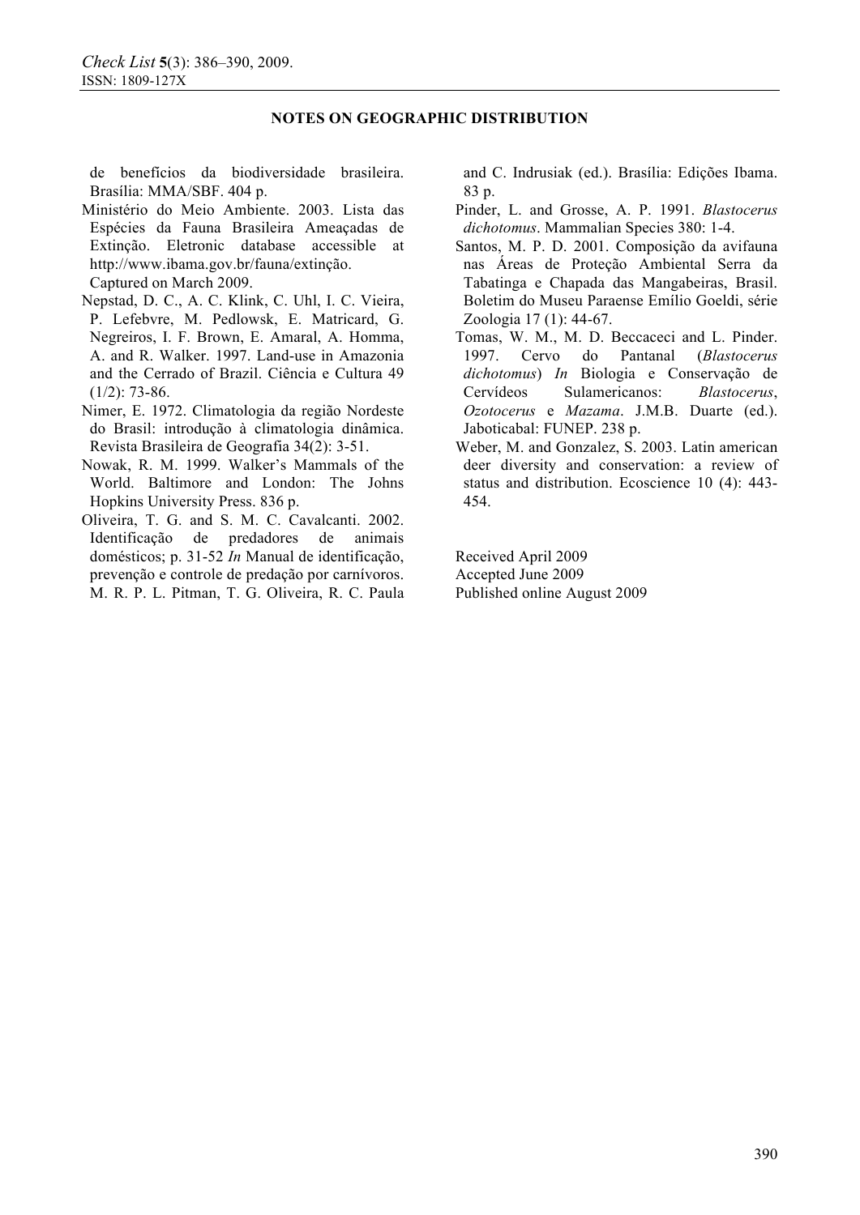de benefícios da biodiversidade brasileira. Brasília: MMA/SBF. 404 p.

Ministério do Meio Ambiente. 2003. Lista das Espécies da Fauna Brasileira Ameaçadas de Extinção. Eletronic database accessible at http://www.ibama.gov.br/fauna/extinção. Captured on March 2009.

Nepstad, D. C., A. C. Klink, C. Uhl, I. C. Vieira, P. Lefebvre, M. Pedlowsk, E. Matricard, G. Negreiros, I. F. Brown, E. Amaral, A. Homma, A. and R. Walker. 1997. Land-use in Amazonia and the Cerrado of Brazil. Ciência e Cultura 49 (1/2): 73-86.

Nimer, E. 1972. Climatologia da região Nordeste do Brasil: introdução à climatologia dinâmica. Revista Brasileira de Geografia 34(2): 3-51.

Nowak, R. M. 1999. Walker's Mammals of the World. Baltimore and London: The Johns Hopkins University Press. 836 p.

Oliveira, T. G. and S. M. C. Cavalcanti. 2002. Identificação de predadores de animais domésticos; p. 31-52 *In* Manual de identificação, prevenção e controle de predação por carnívoros. M. R. P. L. Pitman, T. G. Oliveira, R. C. Paula and C. Indrusiak (ed.). Brasília: Edições Ibama. 83 p.

Pinder, L. and Grosse, A. P. 1991. *Blastocerus dichotomus*. Mammalian Species 380: 1-4.

Santos, M. P. D. 2001. Composição da avifauna nas Áreas de Proteção Ambiental Serra da Tabatinga e Chapada das Mangabeiras, Brasil. Boletim do Museu Paraense Emílio Goeldi, série Zoologia 17 (1): 44-67.

Tomas, W. M., M. D. Beccaceci and L. Pinder. 1997. Cervo do Pantanal (*Blastocerus dichotomus*) *In* Biologia e Conservação de Cervídeos Sulamericanos: *Blastocerus*, *Ozotocerus* e *Mazama*. J.M.B. Duarte (ed.). Jaboticabal: FUNEP. 238 p.

Weber, M. and Gonzalez, S. 2003. Latin american deer diversity and conservation: a review of status and distribution. Ecoscience 10 (4): 443-454.

Received April 2009
Accepted June 2009
Published online August 2009